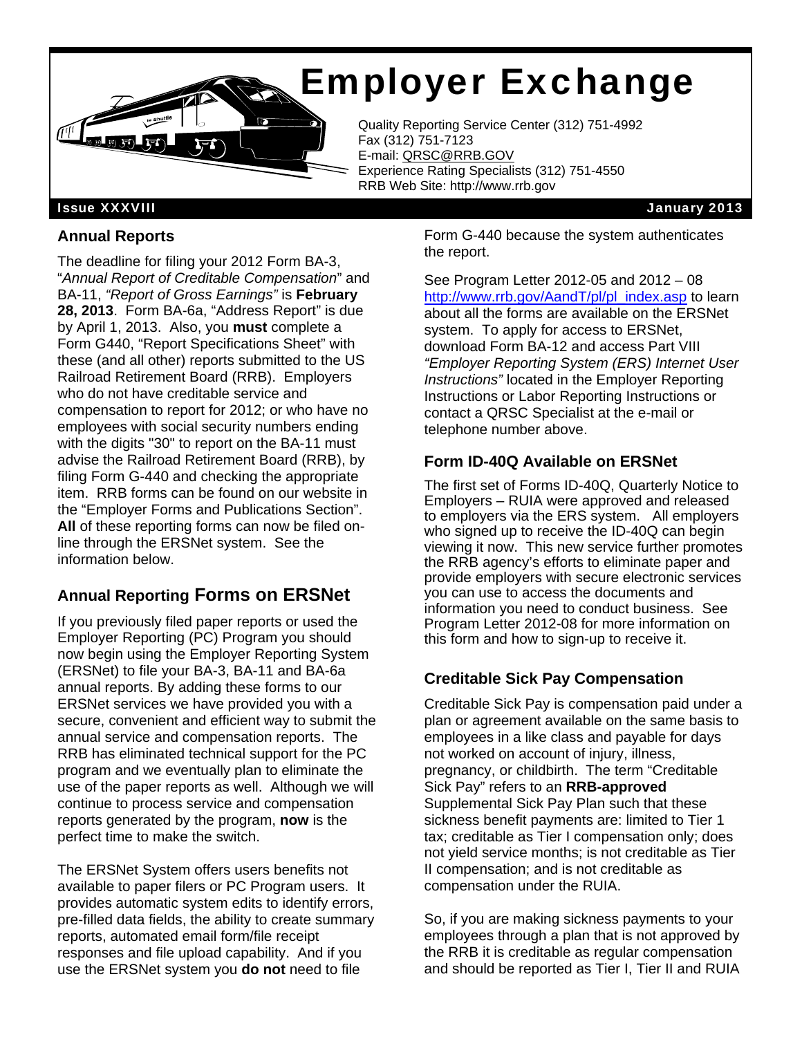# Employer Exchange

Quality Reporting Service Center (312) 751-4992
Fax (312) 751-7123
E-mail: QRSC@RRB.GOV
Experience Rating Specialists (312) 751-4550
RRB Web Site: http://www.rrb.gov

**Issue XXXVIII** **January 2013**

## Annual Reports

The deadline for filing your 2012 Form BA-3, "*Annual Report of Creditable Compensation*" and BA-11, *"Report of Gross Earnings"* is **February 28, 2013**. Form BA-6a, "Address Report" is due by April 1, 2013. Also, you **must** complete a Form G440, "Report Specifications Sheet" with these (and all other) reports submitted to the US Railroad Retirement Board (RRB). Employers who do not have creditable service and compensation to report for 2012; or who have no employees with social security numbers ending with the digits "30" to report on the BA-11 must advise the Railroad Retirement Board (RRB), by filing Form G-440 and checking the appropriate item. RRB forms can be found on our website in the "Employer Forms and Publications Section". **All** of these reporting forms can now be filed on-line through the ERSNet system. See the information below.

## Annual Reporting Forms on ERSNet

If you previously filed paper reports or used the Employer Reporting (PC) Program you should now begin using the Employer Reporting System (ERSNet) to file your BA-3, BA-11 and BA-6a annual reports. By adding these forms to our ERSNet services we have provided you with a secure, convenient and efficient way to submit the annual service and compensation reports. The RRB has eliminated technical support for the PC program and we eventually plan to eliminate the use of the paper reports as well. Although we will continue to process service and compensation reports generated by the program, **now** is the perfect time to make the switch.

The ERSNet System offers users benefits not available to paper filers or PC Program users. It provides automatic system edits to identify errors, pre-filled data fields, the ability to create summary reports, automated email form/file receipt responses and file upload capability. And if you use the ERSNet system you **do not** need to file Form G-440 because the system authenticates the report.

See Program Letter 2012-05 and 2012 – 08 http://www.rrb.gov/AandT/pl/pl_index.asp to learn about all the forms are available on the ERSNet system. To apply for access to ERSNet, download Form BA-12 and access Part VIII *"Employer Reporting System (ERS) Internet User Instructions"* located in the Employer Reporting Instructions or Labor Reporting Instructions or contact a QRSC Specialist at the e-mail or telephone number above.

## Form ID-40Q Available on ERSNet

The first set of Forms ID-40Q, Quarterly Notice to Employers – RUIA were approved and released to employers via the ERS system. All employers who signed up to receive the ID-40Q can begin viewing it now. This new service further promotes the RRB agency's efforts to eliminate paper and provide employers with secure electronic services you can use to access the documents and information you need to conduct business. See Program Letter 2012-08 for more information on this form and how to sign-up to receive it.

## Creditable Sick Pay Compensation

Creditable Sick Pay is compensation paid under a plan or agreement available on the same basis to employees in a like class and payable for days not worked on account of injury, illness, pregnancy, or childbirth. The term "Creditable Sick Pay" refers to an **RRB-approved** Supplemental Sick Pay Plan such that these sickness benefit payments are: limited to Tier 1 tax; creditable as Tier I compensation only; does not yield service months; is not creditable as Tier II compensation; and is not creditable as compensation under the RUIA.

So, if you are making sickness payments to your employees through a plan that is not approved by the RRB it is creditable as regular compensation and should be reported as Tier I, Tier II and RUIA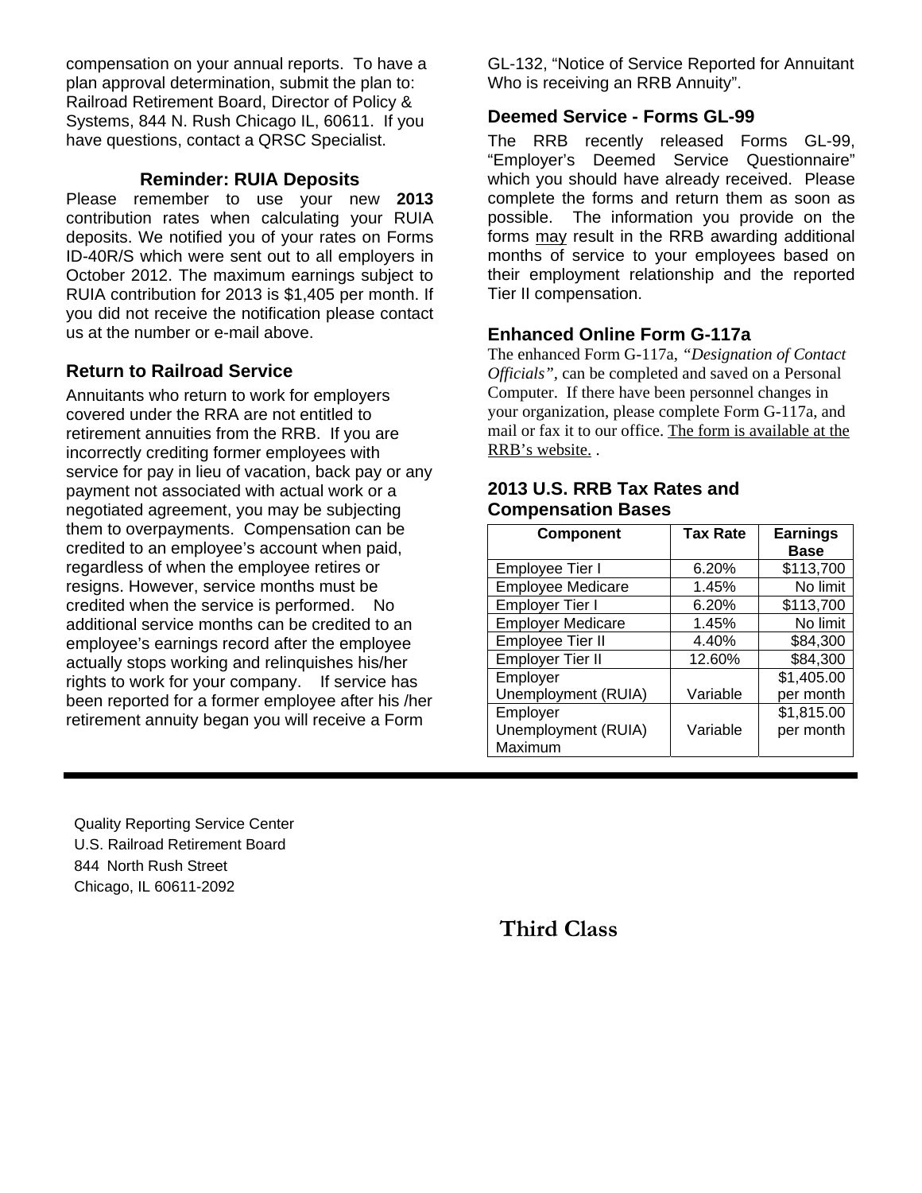compensation on your annual reports. To have a plan approval determination, submit the plan to: Railroad Retirement Board, Director of Policy & Systems, 844 N. Rush Chicago IL, 60611. If you have questions, contact a QRSC Specialist.

## Reminder: RUIA Deposits

Please remember to use your new **2013** contribution rates when calculating your RUIA deposits. We notified you of your rates on Forms ID-40R/S which were sent out to all employers in October 2012. The maximum earnings subject to RUIA contribution for 2013 is $1,405 per month. If you did not receive the notification please contact us at the number or e-mail above.

## Return to Railroad Service

Annuitants who return to work for employers covered under the RRA are not entitled to retirement annuities from the RRB. If you are incorrectly crediting former employees with service for pay in lieu of vacation, back pay or any payment not associated with actual work or a negotiated agreement, you may be subjecting them to overpayments. Compensation can be credited to an employee's account when paid, regardless of when the employee retires or resigns. However, service months must be credited when the service is performed. No additional service months can be credited to an employee's earnings record after the employee actually stops working and relinquishes his/her rights to work for your company. If service has been reported for a former employee after his /her retirement annuity began you will receive a Form GL-132, "Notice of Service Reported for Annuitant Who is receiving an RRB Annuity".

## Deemed Service - Forms GL-99

The RRB recently released Forms GL-99, "Employer's Deemed Service Questionnaire" which you should have already received. Please complete the forms and return them as soon as possible. The information you provide on the forms may result in the RRB awarding additional months of service to your employees based on their employment relationship and the reported Tier II compensation.

## Enhanced Online Form G-117a

The enhanced Form G-117a, *"Designation of Contact Officials"*, can be completed and saved on a Personal Computer. If there have been personnel changes in your organization, please complete Form G-117a, and mail or fax it to our office. The form is available at the RRB's website. .

## 2013 U.S. RRB Tax Rates and Compensation Bases

| Component | Tax Rate | Earnings Base |
|---|---|---|
| Employee Tier I | 6.20% | $113,700 |
| Employee Medicare | 1.45% | No limit |
| Employer Tier I | 6.20% | $113,700 |
| Employer Medicare | 1.45% | No limit |
| Employee Tier II | 4.40% | $84,300 |
| Employer Tier II | 12.60% | $84,300 |
| Employer Unemployment (RUIA) | Variable | $1,405.00 per month |
| Employer Unemployment (RUIA) Maximum | Variable | $1,815.00 per month |

Quality Reporting Service Center
U.S. Railroad Retirement Board
844 North Rush Street
Chicago, IL 60611-2092

Third Class